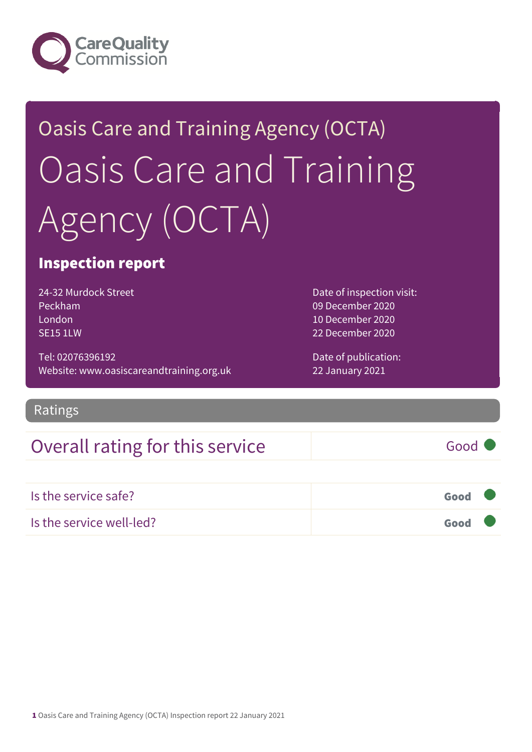Oasis Care and Training Agency (OCTA)

# Oasis Care and Training Agency (OCTA)

## Inspection report

24-32 Murdock Street
Peckham
London
SE15 1LW

Tel: 02076396192
Website: www.oasiscareandtraining.org.uk

Date of inspection visit:
09 December 2020
10 December 2020
22 December 2020

Date of publication:
22 January 2021

## Ratings

| Overall rating for this service | Good |
| --- | --- |

| Is the service safe? | Good |
| --- | --- |
| Is the service well-led? | Good |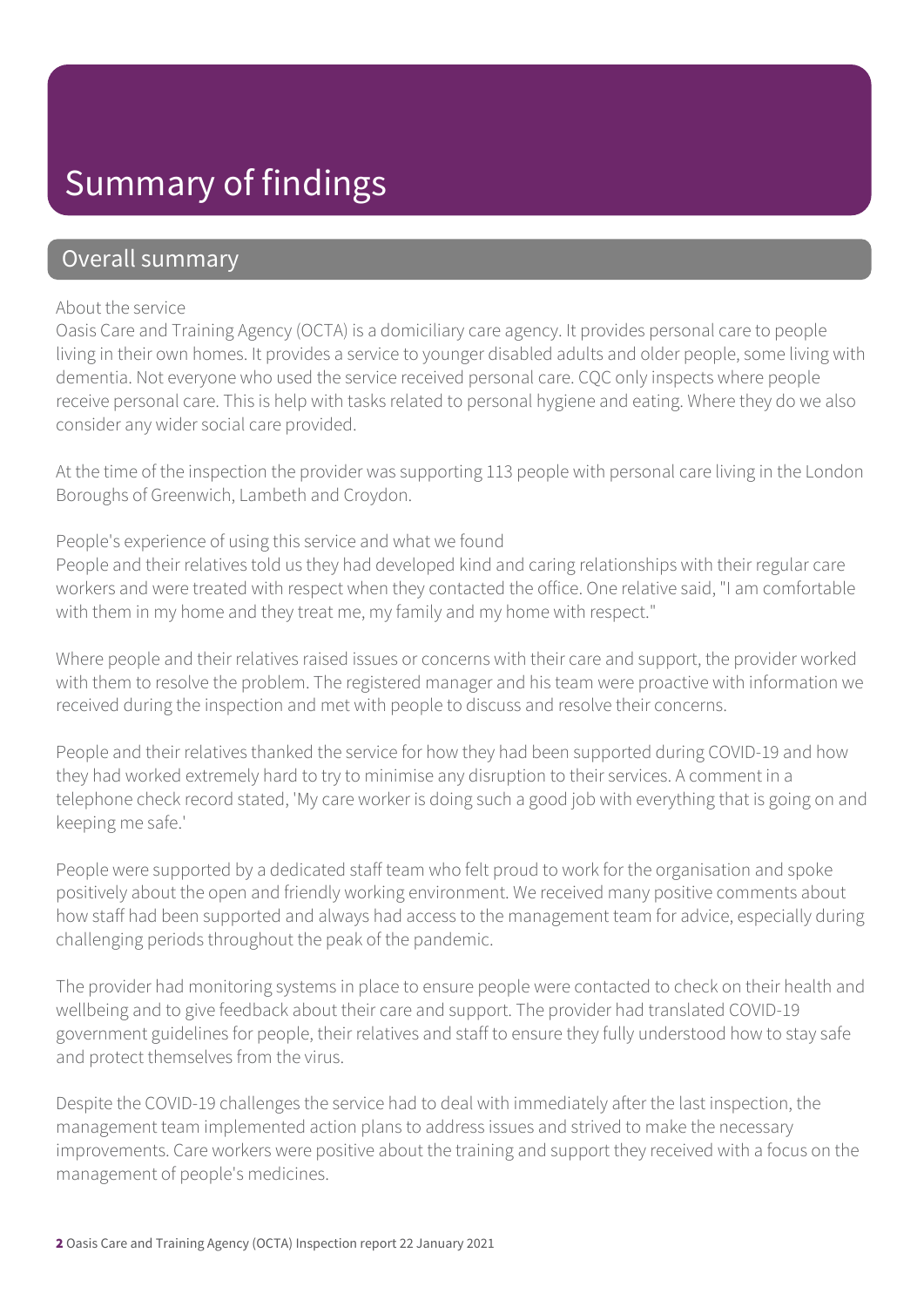# Summary of findings

## Overall summary

About the service

Oasis Care and Training Agency (OCTA) is a domiciliary care agency. It provides personal care to people living in their own homes. It provides a service to younger disabled adults and older people, some living with dementia. Not everyone who used the service received personal care. CQC only inspects where people receive personal care. This is help with tasks related to personal hygiene and eating. Where they do we also consider any wider social care provided.

At the time of the inspection the provider was supporting 113 people with personal care living in the London Boroughs of Greenwich, Lambeth and Croydon.

People's experience of using this service and what we found

People and their relatives told us they had developed kind and caring relationships with their regular care workers and were treated with respect when they contacted the office. One relative said, "I am comfortable with them in my home and they treat me, my family and my home with respect."

Where people and their relatives raised issues or concerns with their care and support, the provider worked with them to resolve the problem. The registered manager and his team were proactive with information we received during the inspection and met with people to discuss and resolve their concerns.

People and their relatives thanked the service for how they had been supported during COVID-19 and how they had worked extremely hard to try to minimise any disruption to their services. A comment in a telephone check record stated, 'My care worker is doing such a good job with everything that is going on and keeping me safe.'

People were supported by a dedicated staff team who felt proud to work for the organisation and spoke positively about the open and friendly working environment. We received many positive comments about how staff had been supported and always had access to the management team for advice, especially during challenging periods throughout the peak of the pandemic.

The provider had monitoring systems in place to ensure people were contacted to check on their health and wellbeing and to give feedback about their care and support. The provider had translated COVID-19 government guidelines for people, their relatives and staff to ensure they fully understood how to stay safe and protect themselves from the virus.

Despite the COVID-19 challenges the service had to deal with immediately after the last inspection, the management team implemented action plans to address issues and strived to make the necessary improvements. Care workers were positive about the training and support they received with a focus on the management of people's medicines.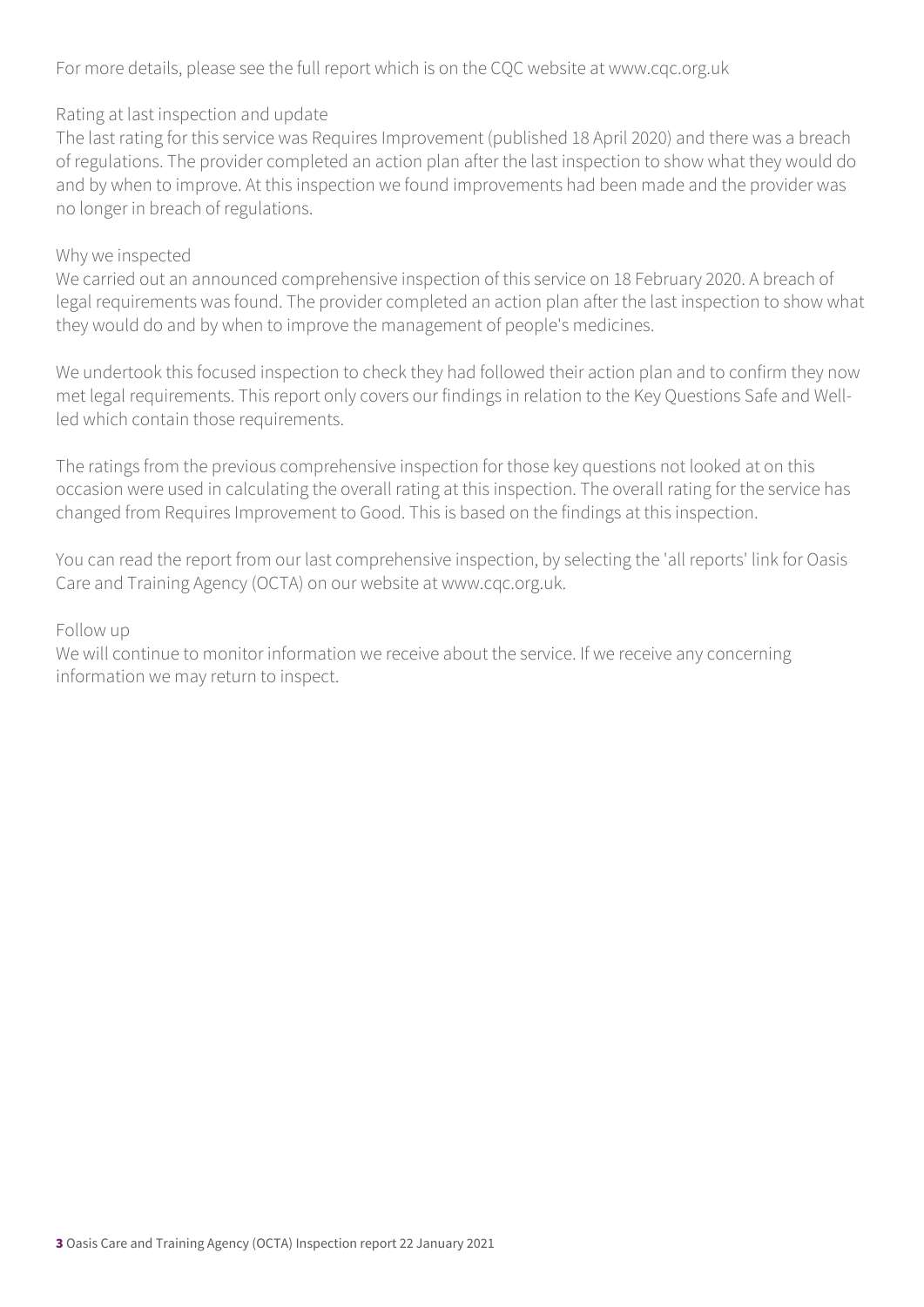For more details, please see the full report which is on the CQC website at www.cqc.org.uk

### Rating at last inspection and update

The last rating for this service was Requires Improvement (published 18 April 2020) and there was a breach of regulations. The provider completed an action plan after the last inspection to show what they would do and by when to improve. At this inspection we found improvements had been made and the provider was no longer in breach of regulations.

### Why we inspected

We carried out an announced comprehensive inspection of this service on 18 February 2020. A breach of legal requirements was found. The provider completed an action plan after the last inspection to show what they would do and by when to improve the management of people's medicines.

We undertook this focused inspection to check they had followed their action plan and to confirm they now met legal requirements. This report only covers our findings in relation to the Key Questions Safe and Well-led which contain those requirements.

The ratings from the previous comprehensive inspection for those key questions not looked at on this occasion were used in calculating the overall rating at this inspection. The overall rating for the service has changed from Requires Improvement to Good. This is based on the findings at this inspection.

You can read the report from our last comprehensive inspection, by selecting the 'all reports' link for Oasis Care and Training Agency (OCTA) on our website at www.cqc.org.uk.

### Follow up

We will continue to monitor information we receive about the service. If we receive any concerning information we may return to inspect.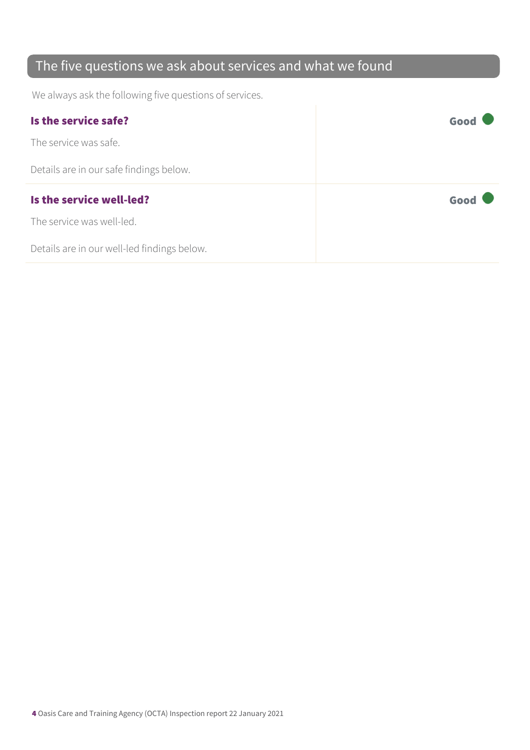## The five questions we ask about services and what we found

We always ask the following five questions of services.

| | |
|---|---|
| **Is the service safe?**<br><br>The service was safe.<br><br>Details are in our safe findings below. | **Good** |
| **Is the service well-led?**<br><br>The service was well-led.<br><br>Details are in our well-led findings below. | **Good** |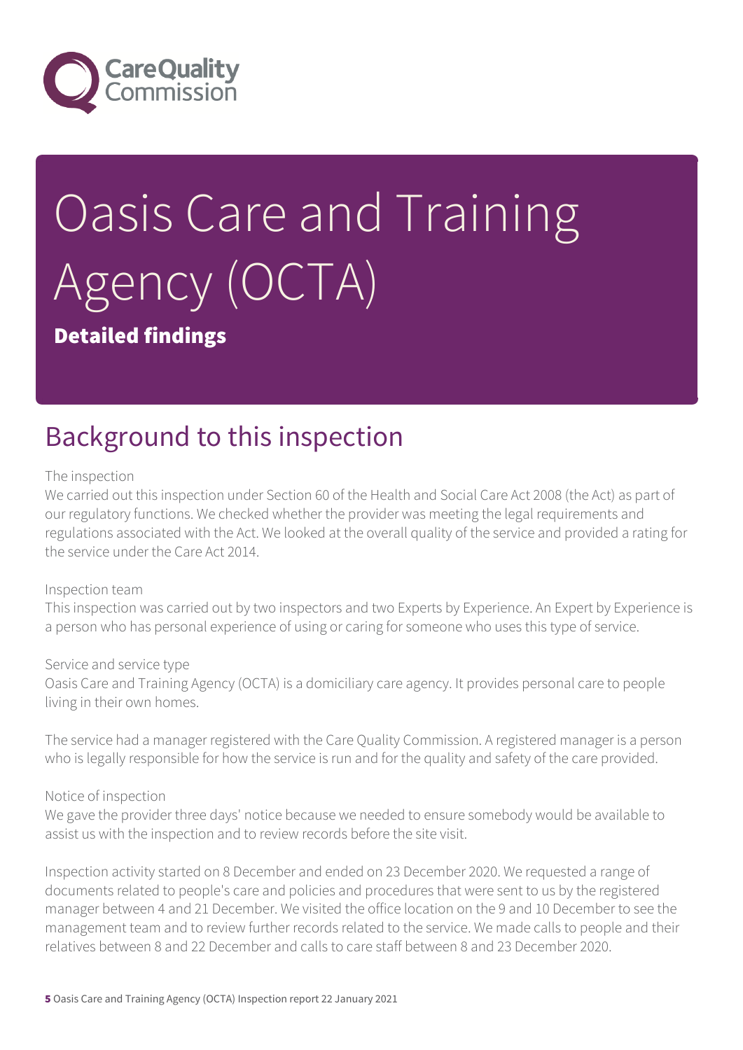# Oasis Care and Training Agency (OCTA)

**Detailed findings**

## Background to this inspection

The inspection

We carried out this inspection under Section 60 of the Health and Social Care Act 2008 (the Act) as part of our regulatory functions. We checked whether the provider was meeting the legal requirements and regulations associated with the Act. We looked at the overall quality of the service and provided a rating for the service under the Care Act 2014.

Inspection team

This inspection was carried out by two inspectors and two Experts by Experience. An Expert by Experience is a person who has personal experience of using or caring for someone who uses this type of service.

Service and service type

Oasis Care and Training Agency (OCTA) is a domiciliary care agency. It provides personal care to people living in their own homes.

The service had a manager registered with the Care Quality Commission. A registered manager is a person who is legally responsible for how the service is run and for the quality and safety of the care provided.

Notice of inspection

We gave the provider three days' notice because we needed to ensure somebody would be available to assist us with the inspection and to review records before the site visit.

Inspection activity started on 8 December and ended on 23 December 2020. We requested a range of documents related to people's care and policies and procedures that were sent to us by the registered manager between 4 and 21 December. We visited the office location on the 9 and 10 December to see the management team and to review further records related to the service. We made calls to people and their relatives between 8 and 22 December and calls to care staff between 8 and 23 December 2020.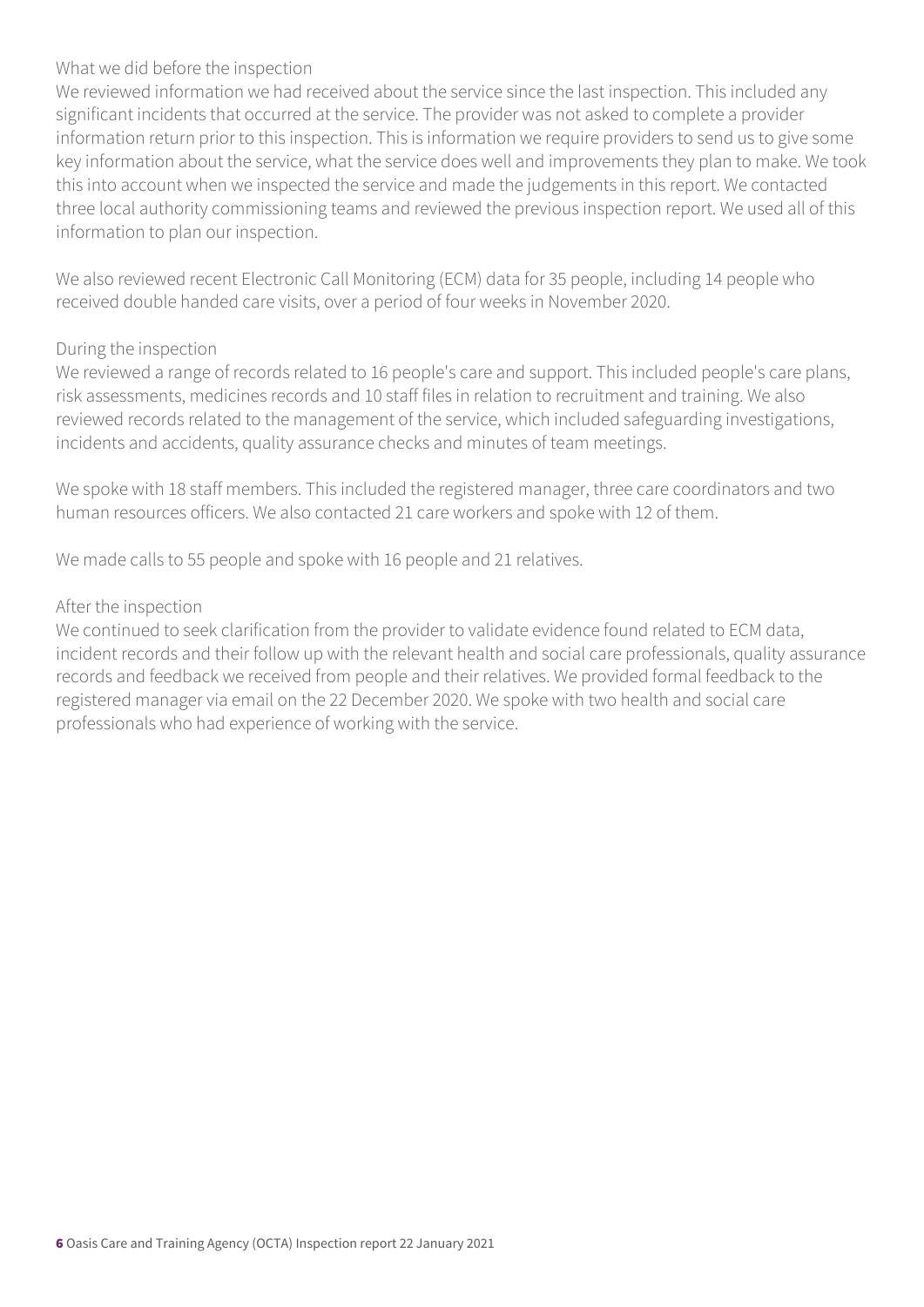What we did before the inspection

We reviewed information we had received about the service since the last inspection. This included any significant incidents that occurred at the service. The provider was not asked to complete a provider information return prior to this inspection. This is information we require providers to send us to give some key information about the service, what the service does well and improvements they plan to make. We took this into account when we inspected the service and made the judgements in this report. We contacted three local authority commissioning teams and reviewed the previous inspection report. We used all of this information to plan our inspection.

We also reviewed recent Electronic Call Monitoring (ECM) data for 35 people, including 14 people who received double handed care visits, over a period of four weeks in November 2020.

During the inspection

We reviewed a range of records related to 16 people's care and support. This included people's care plans, risk assessments, medicines records and 10 staff files in relation to recruitment and training. We also reviewed records related to the management of the service, which included safeguarding investigations, incidents and accidents, quality assurance checks and minutes of team meetings.

We spoke with 18 staff members. This included the registered manager, three care coordinators and two human resources officers. We also contacted 21 care workers and spoke with 12 of them.

We made calls to 55 people and spoke with 16 people and 21 relatives.

After the inspection

We continued to seek clarification from the provider to validate evidence found related to ECM data, incident records and their follow up with the relevant health and social care professionals, quality assurance records and feedback we received from people and their relatives. We provided formal feedback to the registered manager via email on the 22 December 2020. We spoke with two health and social care professionals who had experience of working with the service.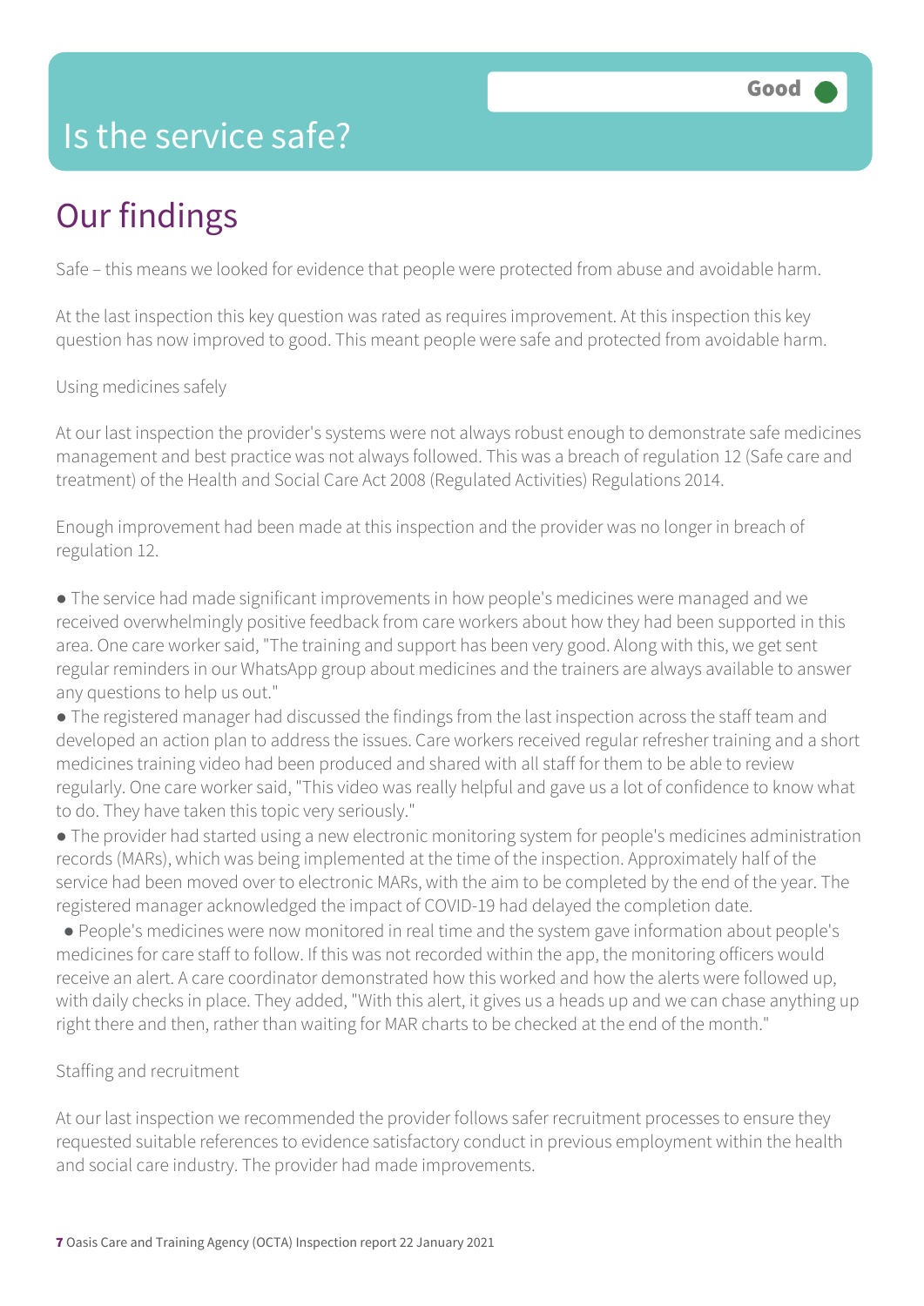# Is the service safe?

Good

## Our findings

Safe – this means we looked for evidence that people were protected from abuse and avoidable harm.

At the last inspection this key question was rated as requires improvement. At this inspection this key question has now improved to good. This meant people were safe and protected from avoidable harm.

Using medicines safely

At our last inspection the provider's systems were not always robust enough to demonstrate safe medicines management and best practice was not always followed. This was a breach of regulation 12 (Safe care and treatment) of the Health and Social Care Act 2008 (Regulated Activities) Regulations 2014.

Enough improvement had been made at this inspection and the provider was no longer in breach of regulation 12.

- The service had made significant improvements in how people's medicines were managed and we received overwhelmingly positive feedback from care workers about how they had been supported in this area. One care worker said, "The training and support has been very good. Along with this, we get sent regular reminders in our WhatsApp group about medicines and the trainers are always available to answer any questions to help us out."
- The registered manager had discussed the findings from the last inspection across the staff team and developed an action plan to address the issues. Care workers received regular refresher training and a short medicines training video had been produced and shared with all staff for them to be able to review regularly. One care worker said, "This video was really helpful and gave us a lot of confidence to know what to do. They have taken this topic very seriously."
- The provider had started using a new electronic monitoring system for people's medicines administration records (MARs), which was being implemented at the time of the inspection. Approximately half of the service had been moved over to electronic MARs, with the aim to be completed by the end of the year. The registered manager acknowledged the impact of COVID-19 had delayed the completion date.
- People's medicines were now monitored in real time and the system gave information about people's medicines for care staff to follow. If this was not recorded within the app, the monitoring officers would receive an alert. A care coordinator demonstrated how this worked and how the alerts were followed up, with daily checks in place. They added, "With this alert, it gives us a heads up and we can chase anything up right there and then, rather than waiting for MAR charts to be checked at the end of the month."

Staffing and recruitment

At our last inspection we recommended the provider follows safer recruitment processes to ensure they requested suitable references to evidence satisfactory conduct in previous employment within the health and social care industry. The provider had made improvements.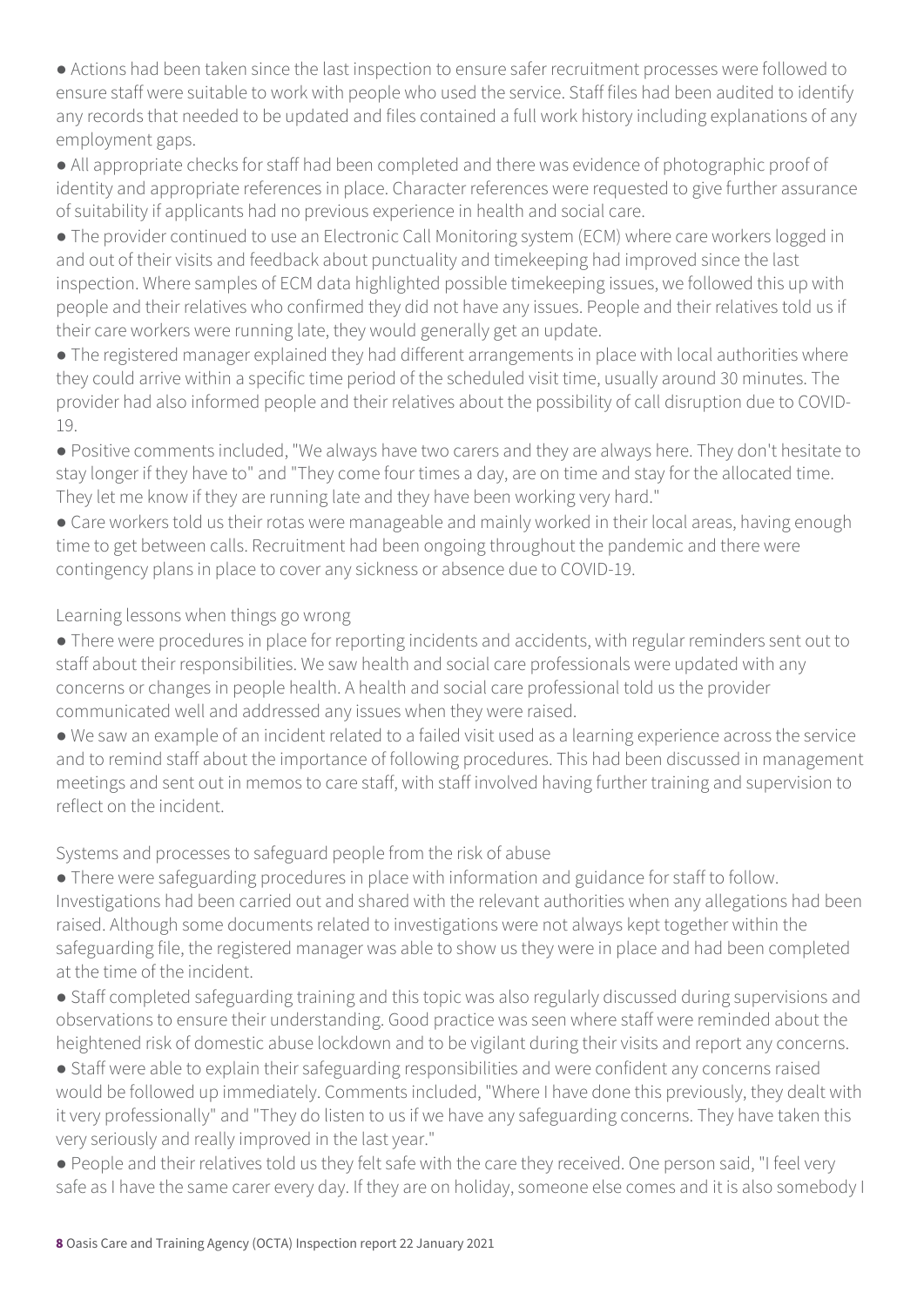- Actions had been taken since the last inspection to ensure safer recruitment processes were followed to ensure staff were suitable to work with people who used the service. Staff files had been audited to identify any records that needed to be updated and files contained a full work history including explanations of any employment gaps.
- All appropriate checks for staff had been completed and there was evidence of photographic proof of identity and appropriate references in place. Character references were requested to give further assurance of suitability if applicants had no previous experience in health and social care.
- The provider continued to use an Electronic Call Monitoring system (ECM) where care workers logged in and out of their visits and feedback about punctuality and timekeeping had improved since the last inspection. Where samples of ECM data highlighted possible timekeeping issues, we followed this up with people and their relatives who confirmed they did not have any issues. People and their relatives told us if their care workers were running late, they would generally get an update.
- The registered manager explained they had different arrangements in place with local authorities where they could arrive within a specific time period of the scheduled visit time, usually around 30 minutes. The provider had also informed people and their relatives about the possibility of call disruption due to COVID-19.
- Positive comments included, "We always have two carers and they are always here. They don't hesitate to stay longer if they have to" and "They come four times a day, are on time and stay for the allocated time. They let me know if they are running late and they have been working very hard."
- Care workers told us their rotas were manageable and mainly worked in their local areas, having enough time to get between calls. Recruitment had been ongoing throughout the pandemic and there were contingency plans in place to cover any sickness or absence due to COVID-19.

Learning lessons when things go wrong

- There were procedures in place for reporting incidents and accidents, with regular reminders sent out to staff about their responsibilities. We saw health and social care professionals were updated with any concerns or changes in people health. A health and social care professional told us the provider communicated well and addressed any issues when they were raised.
- We saw an example of an incident related to a failed visit used as a learning experience across the service and to remind staff about the importance of following procedures. This had been discussed in management meetings and sent out in memos to care staff, with staff involved having further training and supervision to reflect on the incident.

Systems and processes to safeguard people from the risk of abuse

- There were safeguarding procedures in place with information and guidance for staff to follow. Investigations had been carried out and shared with the relevant authorities when any allegations had been raised. Although some documents related to investigations were not always kept together within the safeguarding file, the registered manager was able to show us they were in place and had been completed at the time of the incident.
- Staff completed safeguarding training and this topic was also regularly discussed during supervisions and observations to ensure their understanding. Good practice was seen where staff were reminded about the heightened risk of domestic abuse lockdown and to be vigilant during their visits and report any concerns.
- Staff were able to explain their safeguarding responsibilities and were confident any concerns raised would be followed up immediately. Comments included, "Where I have done this previously, they dealt with it very professionally" and "They do listen to us if we have any safeguarding concerns. They have taken this very seriously and really improved in the last year."
- People and their relatives told us they felt safe with the care they received. One person said, "I feel very safe as I have the same carer every day. If they are on holiday, someone else comes and it is also somebody I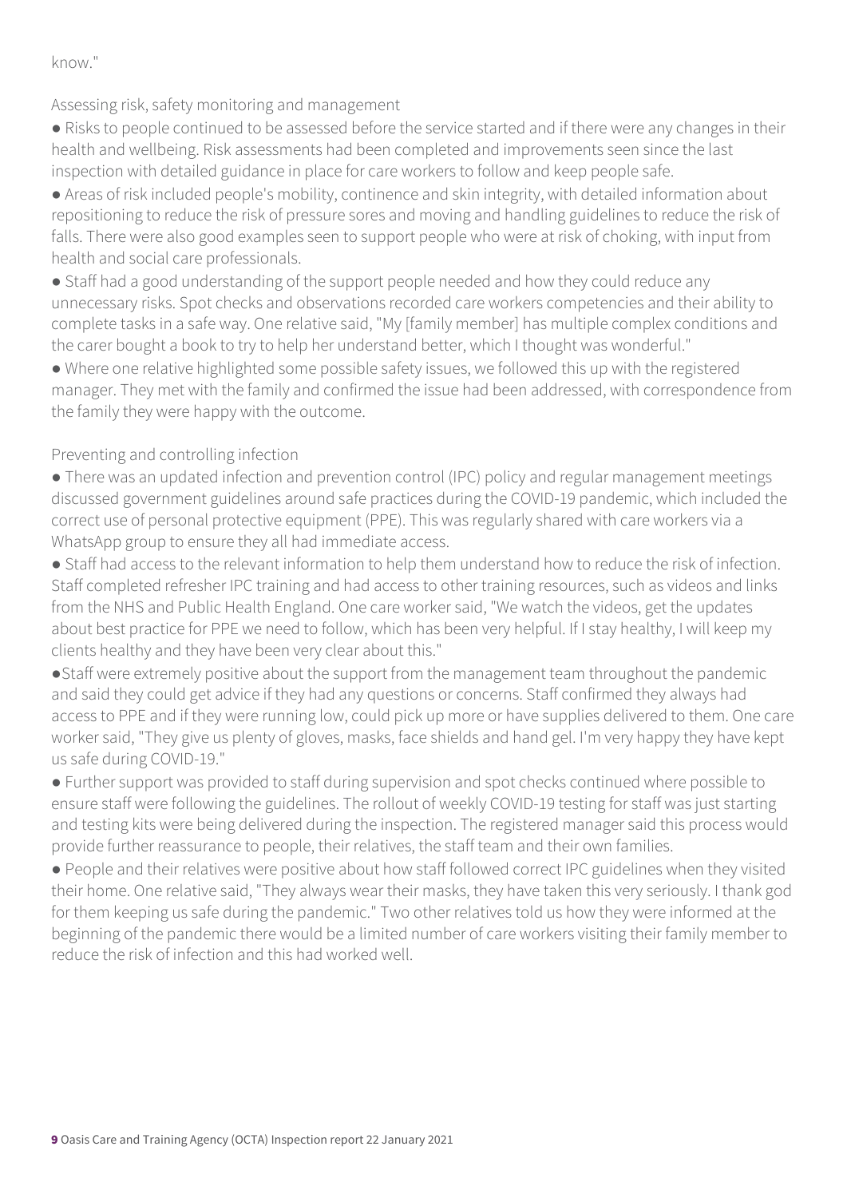know."

### Assessing risk, safety monitoring and management

- Risks to people continued to be assessed before the service started and if there were any changes in their health and wellbeing. Risk assessments had been completed and improvements seen since the last inspection with detailed guidance in place for care workers to follow and keep people safe.
- Areas of risk included people's mobility, continence and skin integrity, with detailed information about repositioning to reduce the risk of pressure sores and moving and handling guidelines to reduce the risk of falls. There were also good examples seen to support people who were at risk of choking, with input from health and social care professionals.
- Staff had a good understanding of the support people needed and how they could reduce any unnecessary risks. Spot checks and observations recorded care workers competencies and their ability to complete tasks in a safe way. One relative said, "My [family member] has multiple complex conditions and the carer bought a book to try to help her understand better, which I thought was wonderful."
- Where one relative highlighted some possible safety issues, we followed this up with the registered manager. They met with the family and confirmed the issue had been addressed, with correspondence from the family they were happy with the outcome.

### Preventing and controlling infection

- There was an updated infection and prevention control (IPC) policy and regular management meetings discussed government guidelines around safe practices during the COVID-19 pandemic, which included the correct use of personal protective equipment (PPE). This was regularly shared with care workers via a WhatsApp group to ensure they all had immediate access.
- Staff had access to the relevant information to help them understand how to reduce the risk of infection. Staff completed refresher IPC training and had access to other training resources, such as videos and links from the NHS and Public Health England. One care worker said, "We watch the videos, get the updates about best practice for PPE we need to follow, which has been very helpful. If I stay healthy, I will keep my clients healthy and they have been very clear about this."
- Staff were extremely positive about the support from the management team throughout the pandemic and said they could get advice if they had any questions or concerns. Staff confirmed they always had access to PPE and if they were running low, could pick up more or have supplies delivered to them. One care worker said, "They give us plenty of gloves, masks, face shields and hand gel. I'm very happy they have kept us safe during COVID-19."
- Further support was provided to staff during supervision and spot checks continued where possible to ensure staff were following the guidelines. The rollout of weekly COVID-19 testing for staff was just starting and testing kits were being delivered during the inspection. The registered manager said this process would provide further reassurance to people, their relatives, the staff team and their own families.
- People and their relatives were positive about how staff followed correct IPC guidelines when they visited their home. One relative said, "They always wear their masks, they have taken this very seriously. I thank god for them keeping us safe during the pandemic." Two other relatives told us how they were informed at the beginning of the pandemic there would be a limited number of care workers visiting their family member to reduce the risk of infection and this had worked well.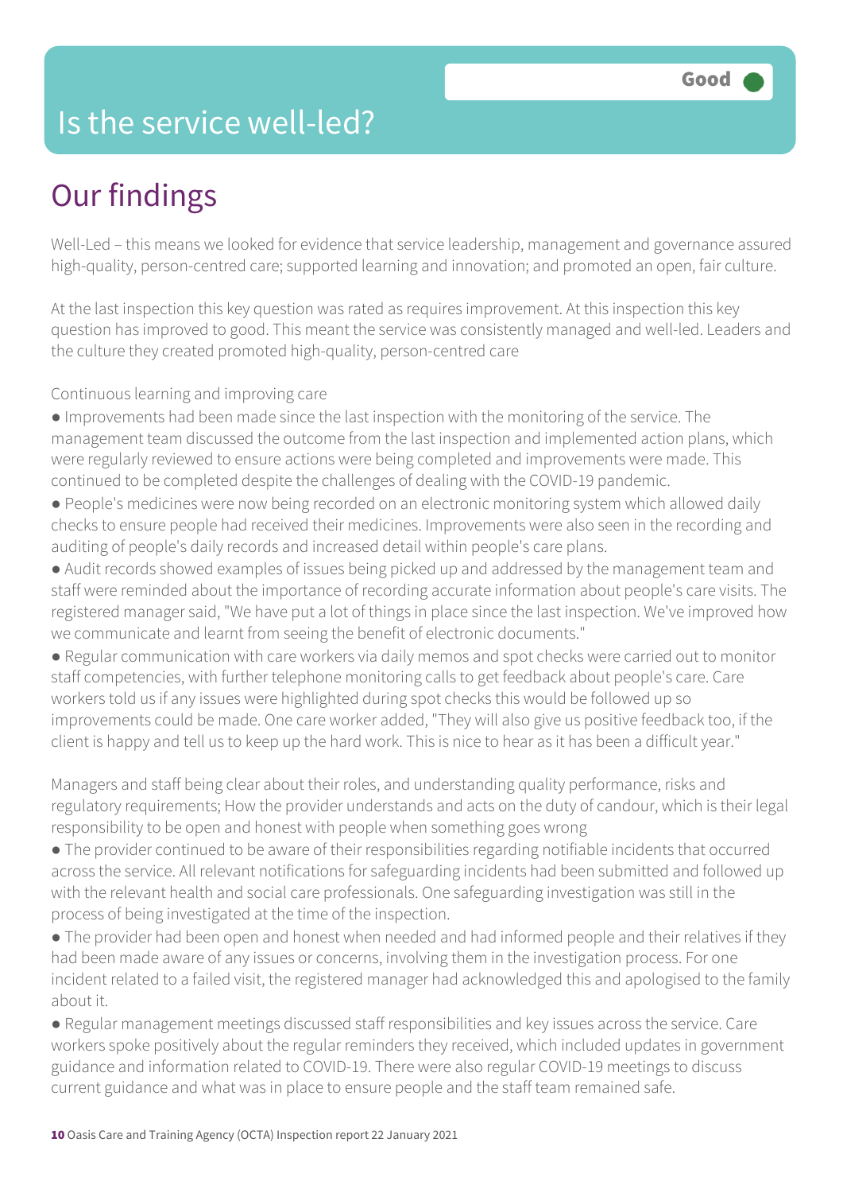# Is the service well-led?

Good

## Our findings

Well-Led – this means we looked for evidence that service leadership, management and governance assured high-quality, person-centred care; supported learning and innovation; and promoted an open, fair culture.

At the last inspection this key question was rated as requires improvement. At this inspection this key question has improved to good. This meant the service was consistently managed and well-led. Leaders and the culture they created promoted high-quality, person-centred care

Continuous learning and improving care

- Improvements had been made since the last inspection with the monitoring of the service. The management team discussed the outcome from the last inspection and implemented action plans, which were regularly reviewed to ensure actions were being completed and improvements were made. This continued to be completed despite the challenges of dealing with the COVID-19 pandemic.
- People's medicines were now being recorded on an electronic monitoring system which allowed daily checks to ensure people had received their medicines. Improvements were also seen in the recording and auditing of people's daily records and increased detail within people's care plans.
- Audit records showed examples of issues being picked up and addressed by the management team and staff were reminded about the importance of recording accurate information about people's care visits. The registered manager said, "We have put a lot of things in place since the last inspection. We've improved how we communicate and learnt from seeing the benefit of electronic documents."
- Regular communication with care workers via daily memos and spot checks were carried out to monitor staff competencies, with further telephone monitoring calls to get feedback about people's care. Care workers told us if any issues were highlighted during spot checks this would be followed up so improvements could be made. One care worker added, "They will also give us positive feedback too, if the client is happy and tell us to keep up the hard work. This is nice to hear as it has been a difficult year."

Managers and staff being clear about their roles, and understanding quality performance, risks and regulatory requirements; How the provider understands and acts on the duty of candour, which is their legal responsibility to be open and honest with people when something goes wrong

- The provider continued to be aware of their responsibilities regarding notifiable incidents that occurred across the service. All relevant notifications for safeguarding incidents had been submitted and followed up with the relevant health and social care professionals. One safeguarding investigation was still in the process of being investigated at the time of the inspection.
- The provider had been open and honest when needed and had informed people and their relatives if they had been made aware of any issues or concerns, involving them in the investigation process. For one incident related to a failed visit, the registered manager had acknowledged this and apologised to the family about it.
- Regular management meetings discussed staff responsibilities and key issues across the service. Care workers spoke positively about the regular reminders they received, which included updates in government guidance and information related to COVID-19. There were also regular COVID-19 meetings to discuss current guidance and what was in place to ensure people and the staff team remained safe.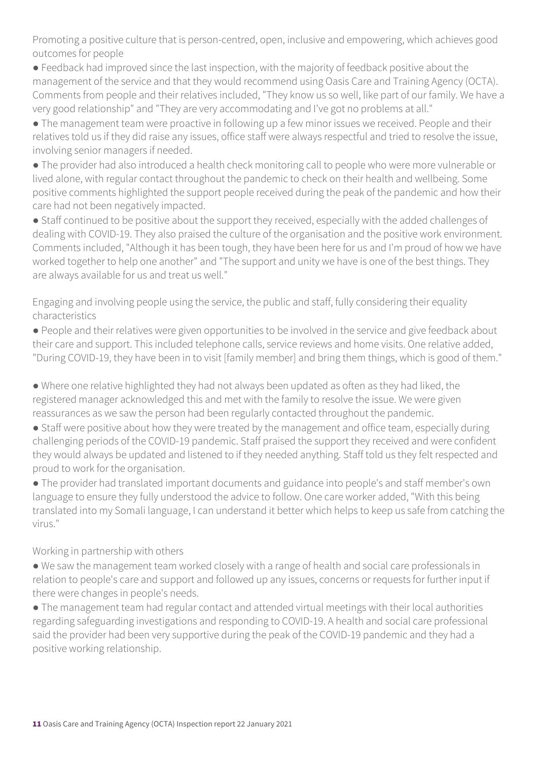Promoting a positive culture that is person-centred, open, inclusive and empowering, which achieves good outcomes for people

- Feedback had improved since the last inspection, with the majority of feedback positive about the management of the service and that they would recommend using Oasis Care and Training Agency (OCTA). Comments from people and their relatives included, "They know us so well, like part of our family. We have a very good relationship" and "They are very accommodating and I've got no problems at all."
- The management team were proactive in following up a few minor issues we received. People and their relatives told us if they did raise any issues, office staff were always respectful and tried to resolve the issue, involving senior managers if needed.
- The provider had also introduced a health check monitoring call to people who were more vulnerable or lived alone, with regular contact throughout the pandemic to check on their health and wellbeing. Some positive comments highlighted the support people received during the peak of the pandemic and how their care had not been negatively impacted.
- Staff continued to be positive about the support they received, especially with the added challenges of dealing with COVID-19. They also praised the culture of the organisation and the positive work environment. Comments included, "Although it has been tough, they have been here for us and I'm proud of how we have worked together to help one another" and "The support and unity we have is one of the best things. They are always available for us and treat us well."

Engaging and involving people using the service, the public and staff, fully considering their equality characteristics

- People and their relatives were given opportunities to be involved in the service and give feedback about their care and support. This included telephone calls, service reviews and home visits. One relative added, "During COVID-19, they have been in to visit [family member] and bring them things, which is good of them."
- Where one relative highlighted they had not always been updated as often as they had liked, the registered manager acknowledged this and met with the family to resolve the issue. We were given reassurances as we saw the person had been regularly contacted throughout the pandemic.
- Staff were positive about how they were treated by the management and office team, especially during challenging periods of the COVID-19 pandemic. Staff praised the support they received and were confident they would always be updated and listened to if they needed anything. Staff told us they felt respected and proud to work for the organisation.
- The provider had translated important documents and guidance into people's and staff member's own language to ensure they fully understood the advice to follow. One care worker added, "With this being translated into my Somali language, I can understand it better which helps to keep us safe from catching the virus."

Working in partnership with others

- We saw the management team worked closely with a range of health and social care professionals in relation to people's care and support and followed up any issues, concerns or requests for further input if there were changes in people's needs.
- The management team had regular contact and attended virtual meetings with their local authorities regarding safeguarding investigations and responding to COVID-19. A health and social care professional said the provider had been very supportive during the peak of the COVID-19 pandemic and they had a positive working relationship.